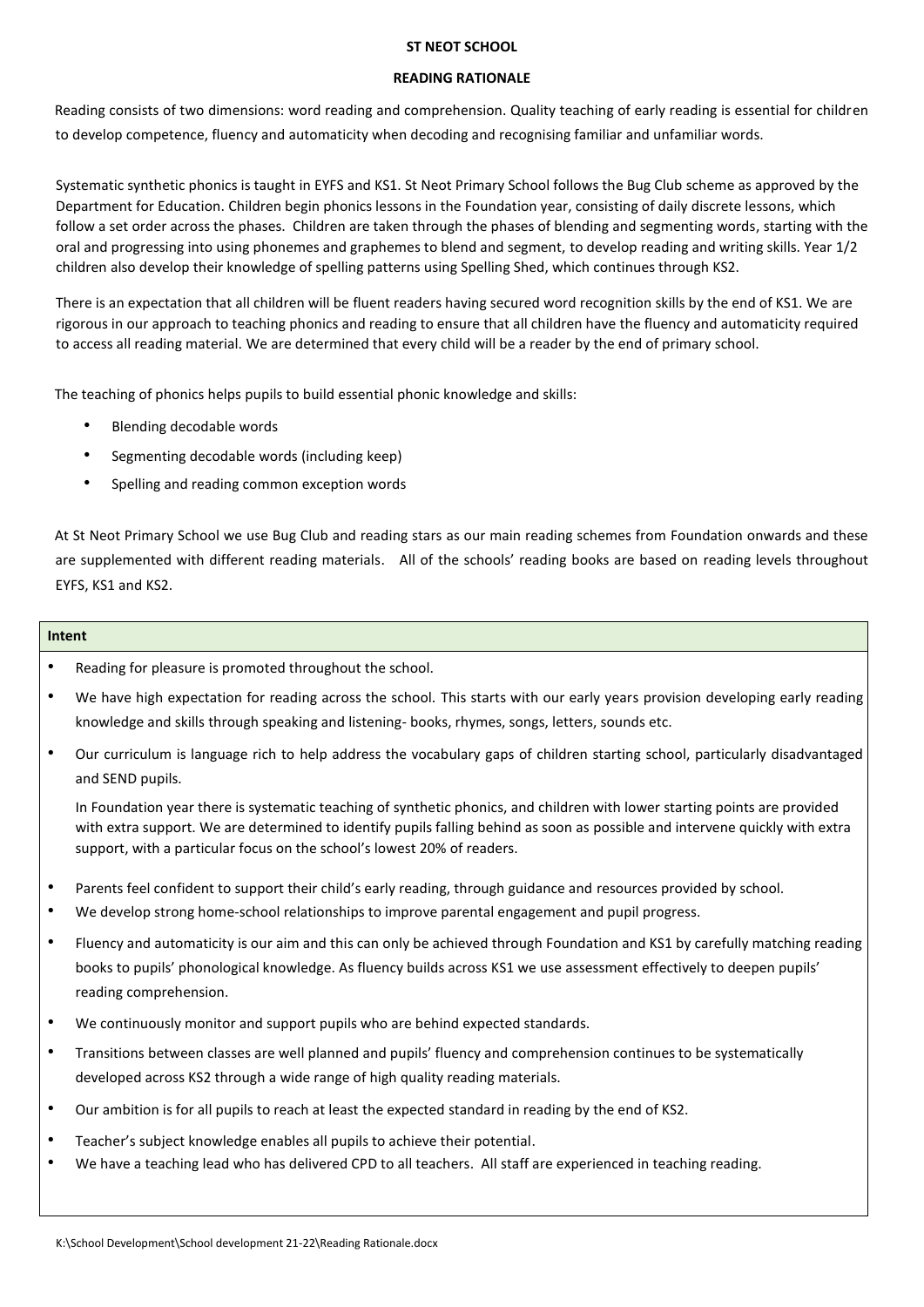# ST NEOT SCHOOL

## READING RATIONALE

Reading consists of two dimensions: word reading and comprehension. Quality teaching of early reading is essential for children to develop competence, fluency and automaticity when decoding and recognising familiar and unfamiliar words.

Systematic synthetic phonics is taught in EYFS and KS1. St Neot Primary School follows the Bug Club scheme as approved by the Department for Education. Children begin phonics lessons in the Foundation year, consisting of daily discrete lessons, which follow a set order across the phases. Children are taken through the phases of blending and segmenting words, starting with the oral and progressing into using phonemes and graphemes to blend and segment, to develop reading and writing skills. Year 1/2 children also develop their knowledge of spelling patterns using Spelling Shed, which continues through KS2.

There is an expectation that all children will be fluent readers having secured word recognition skills by the end of KS1. We are rigorous in our approach to teaching phonics and reading to ensure that all children have the fluency and automaticity required to access all reading material. We are determined that every child will be a reader by the end of primary school.

The teaching of phonics helps pupils to build essential phonic knowledge and skills:

- Blending decodable words
- Segmenting decodable words (including keep)
- Spelling and reading common exception words

At St Neot Primary School we use Bug Club and reading stars as our main reading schemes from Foundation onwards and these are supplemented with different reading materials. All of the schools' reading books are based on reading levels throughout EYFS, KS1 and KS2.

### Intent

- Reading for pleasure is promoted throughout the school.
- We have high expectation for reading across the school. This starts with our early years provision developing early reading knowledge and skills through speaking and listening- books, rhymes, songs, letters, sounds etc.
- Our curriculum is language rich to help address the vocabulary gaps of children starting school, particularly disadvantaged and SEND pupils.

  In Foundation year there is systematic teaching of synthetic phonics, and children with lower starting points are provided with extra support. We are determined to identify pupils falling behind as soon as possible and intervene quickly with extra support, with a particular focus on the school's lowest 20% of readers.

- Parents feel confident to support their child's early reading, through guidance and resources provided by school.
- We develop strong home-school relationships to improve parental engagement and pupil progress.
- Fluency and automaticity is our aim and this can only be achieved through Foundation and KS1 by carefully matching reading books to pupils' phonological knowledge. As fluency builds across KS1 we use assessment effectively to deepen pupils' reading comprehension.
- We continuously monitor and support pupils who are behind expected standards.
- Transitions between classes are well planned and pupils' fluency and comprehension continues to be systematically developed across KS2 through a wide range of high quality reading materials.
- Our ambition is for all pupils to reach at least the expected standard in reading by the end of KS2.
- Teacher's subject knowledge enables all pupils to achieve their potential.
- We have a teaching lead who has delivered CPD to all teachers. All staff are experienced in teaching reading.

K:\School Development\School development 21-22\Reading Rationale.docx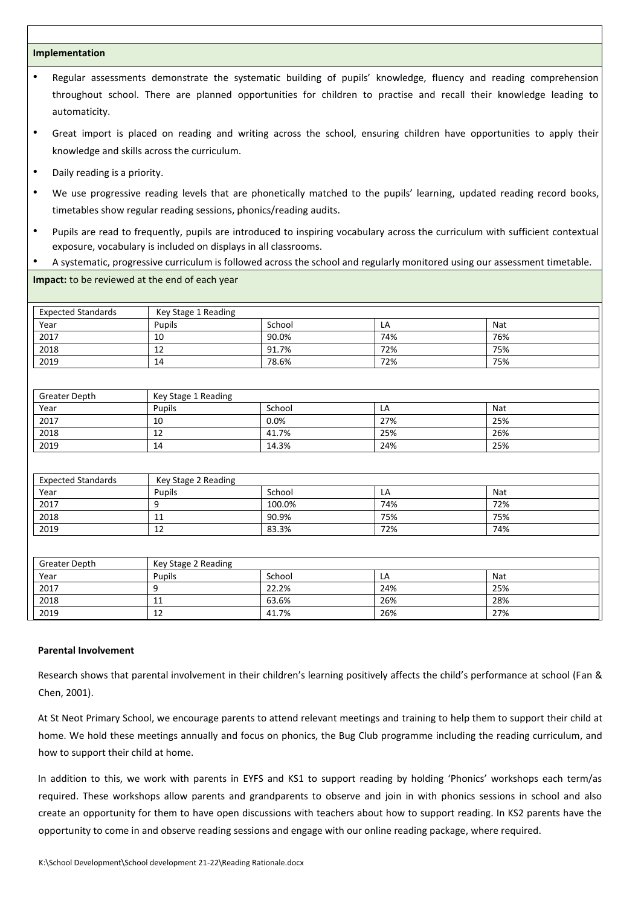**Implementation**

- Regular assessments demonstrate the systematic building of pupils' knowledge, fluency and reading comprehension throughout school. There are planned opportunities for children to practise and recall their knowledge leading to automaticity.
- Great import is placed on reading and writing across the school, ensuring children have opportunities to apply their knowledge and skills across the curriculum.
- Daily reading is a priority.
- We use progressive reading levels that are phonetically matched to the pupils' learning, updated reading record books, timetables show regular reading sessions, phonics/reading audits.
- Pupils are read to frequently, pupils are introduced to inspiring vocabulary across the curriculum with sufficient contextual exposure, vocabulary is included on displays in all classrooms.
- A systematic, progressive curriculum is followed across the school and regularly monitored using our assessment timetable.

**Impact:** to be reviewed at the end of each year

| Expected Standards | Key Stage 1 Reading | | | |
|---|---|---|---|---|
| Year | Pupils | School | LA | Nat |
| 2017 | 10 | 90.0% | 74% | 76% |
| 2018 | 12 | 91.7% | 72% | 75% |
| 2019 | 14 | 78.6% | 72% | 75% |

| Greater Depth | Key Stage 1 Reading | | | |
|---|---|---|---|---|
| Year | Pupils | School | LA | Nat |
| 2017 | 10 | 0.0% | 27% | 25% |
| 2018 | 12 | 41.7% | 25% | 26% |
| 2019 | 14 | 14.3% | 24% | 25% |

| Expected Standards | Key Stage 2 Reading | | | |
|---|---|---|---|---|
| Year | Pupils | School | LA | Nat |
| 2017 | 9 | 100.0% | 74% | 72% |
| 2018 | 11 | 90.9% | 75% | 75% |
| 2019 | 12 | 83.3% | 72% | 74% |

| Greater Depth | Key Stage 2 Reading | | | |
|---|---|---|---|---|
| Year | Pupils | School | LA | Nat |
| 2017 | 9 | 22.2% | 24% | 25% |
| 2018 | 11 | 63.6% | 26% | 28% |
| 2019 | 12 | 41.7% | 26% | 27% |

**Parental Involvement**

Research shows that parental involvement in their children's learning positively affects the child's performance at school (Fan & Chen, 2001).

At St Neot Primary School, we encourage parents to attend relevant meetings and training to help them to support their child at home. We hold these meetings annually and focus on phonics, the Bug Club programme including the reading curriculum, and how to support their child at home.

In addition to this, we work with parents in EYFS and KS1 to support reading by holding 'Phonics' workshops each term/as required. These workshops allow parents and grandparents to observe and join in with phonics sessions in school and also create an opportunity for them to have open discussions with teachers about how to support reading. In KS2 parents have the opportunity to come in and observe reading sessions and engage with our online reading package, where required.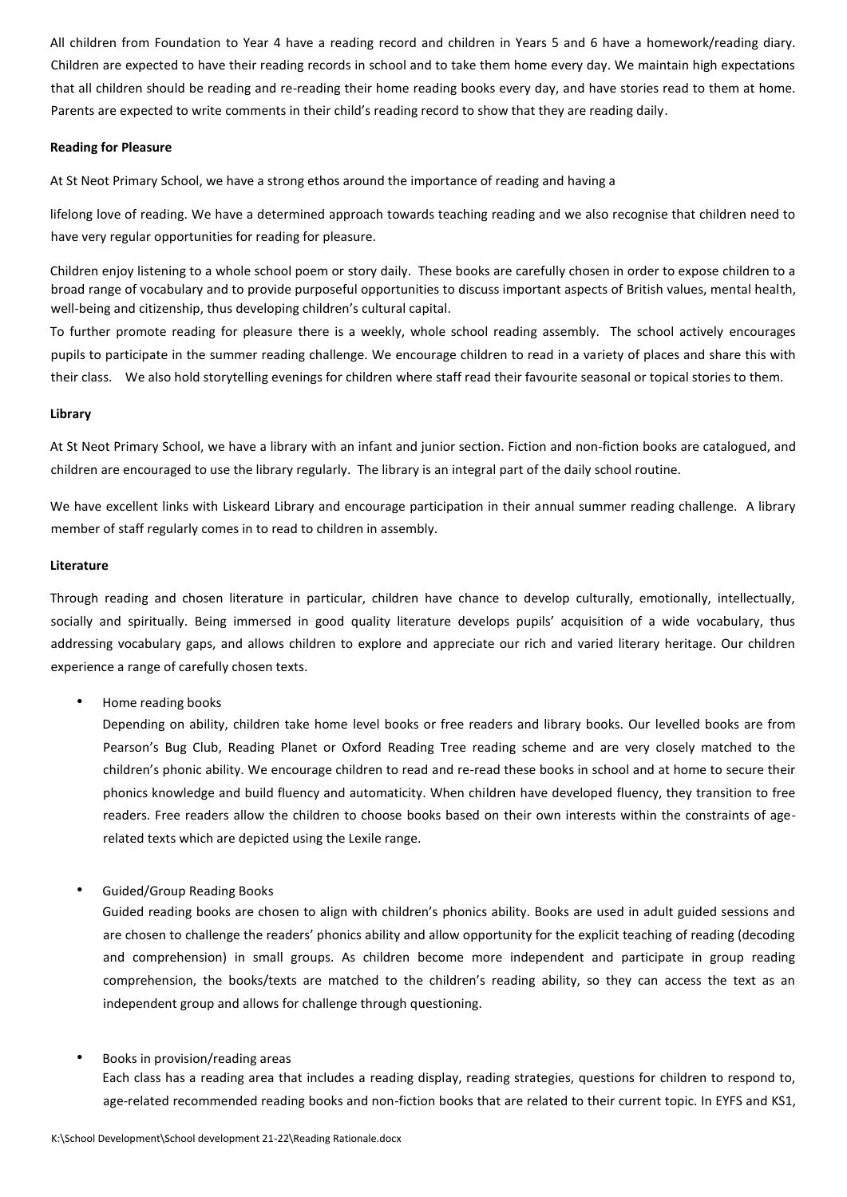All children from Foundation to Year 4 have a reading record and children in Years 5 and 6 have a homework/reading diary. Children are expected to have their reading records in school and to take them home every day. We maintain high expectations that all children should be reading and re-reading their home reading books every day, and have stories read to them at home. Parents are expected to write comments in their child's reading record to show that they are reading daily.

**Reading for Pleasure**

At St Neot Primary School, we have a strong ethos around the importance of reading and having a

lifelong love of reading. We have a determined approach towards teaching reading and we also recognise that children need to have very regular opportunities for reading for pleasure.

Children enjoy listening to a whole school poem or story daily. These books are carefully chosen in order to expose children to a broad range of vocabulary and to provide purposeful opportunities to discuss important aspects of British values, mental health, well-being and citizenship, thus developing children's cultural capital.

To further promote reading for pleasure there is a weekly, whole school reading assembly. The school actively encourages pupils to participate in the summer reading challenge. We encourage children to read in a variety of places and share this with their class. We also hold storytelling evenings for children where staff read their favourite seasonal or topical stories to them.

**Library**

At St Neot Primary School, we have a library with an infant and junior section. Fiction and non-fiction books are catalogued, and children are encouraged to use the library regularly. The library is an integral part of the daily school routine.

We have excellent links with Liskeard Library and encourage participation in their annual summer reading challenge. A library member of staff regularly comes in to read to children in assembly.

**Literature**

Through reading and chosen literature in particular, children have chance to develop culturally, emotionally, intellectually, socially and spiritually. Being immersed in good quality literature develops pupils' acquisition of a wide vocabulary, thus addressing vocabulary gaps, and allows children to explore and appreciate our rich and varied literary heritage. Our children experience a range of carefully chosen texts.

- Home reading books

  Depending on ability, children take home level books or free readers and library books. Our levelled books are from Pearson's Bug Club, Reading Planet or Oxford Reading Tree reading scheme and are very closely matched to the children's phonic ability. We encourage children to read and re-read these books in school and at home to secure their phonics knowledge and build fluency and automaticity. When children have developed fluency, they transition to free readers. Free readers allow the children to choose books based on their own interests within the constraints of age-related texts which are depicted using the Lexile range.

- Guided/Group Reading Books

  Guided reading books are chosen to align with children's phonics ability. Books are used in adult guided sessions and are chosen to challenge the readers' phonics ability and allow opportunity for the explicit teaching of reading (decoding and comprehension) in small groups. As children become more independent and participate in group reading comprehension, the books/texts are matched to the children's reading ability, so they can access the text as an independent group and allows for challenge through questioning.

- Books in provision/reading areas

  Each class has a reading area that includes a reading display, reading strategies, questions for children to respond to, age-related recommended reading books and non-fiction books that are related to their current topic. In EYFS and KS1,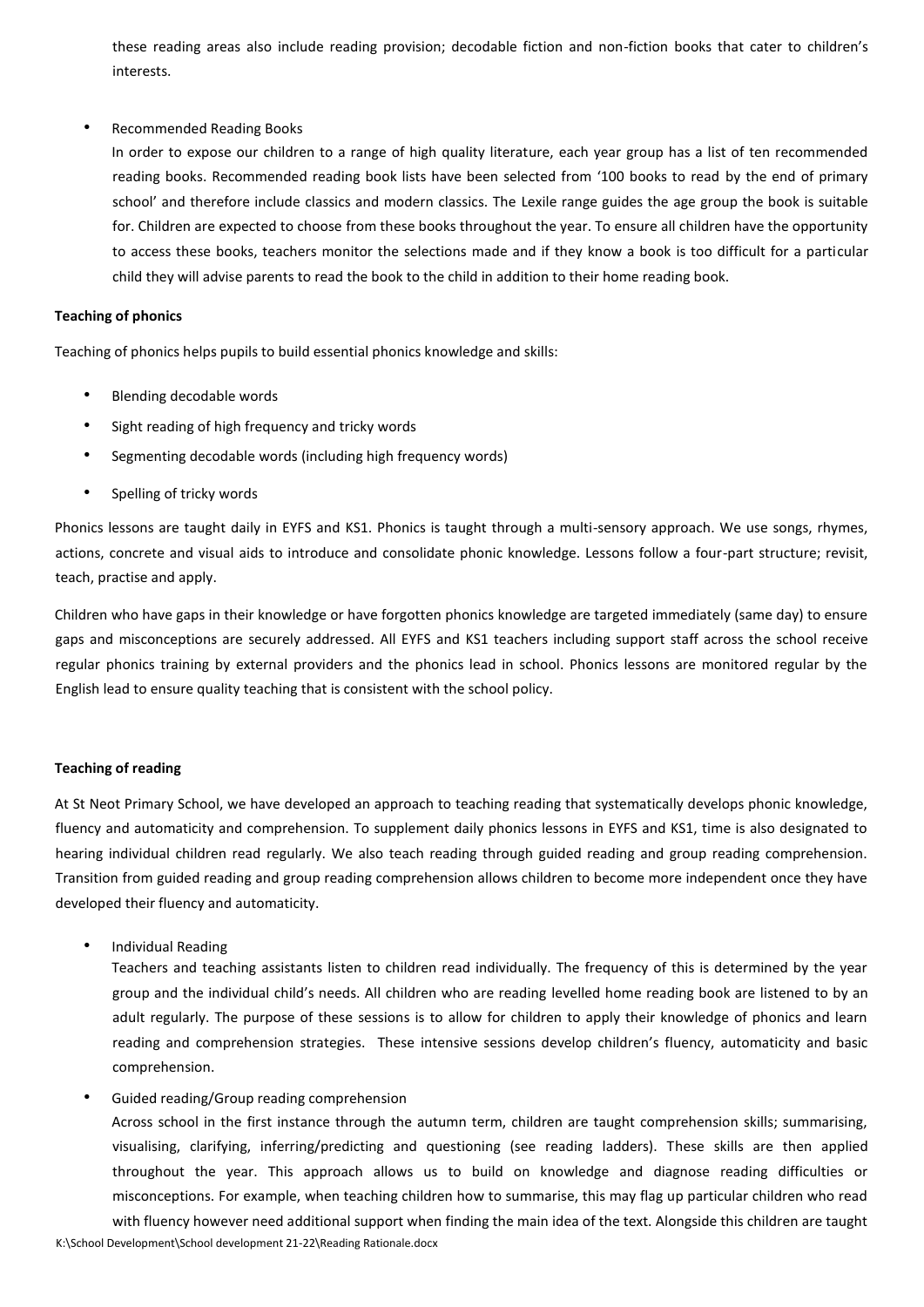these reading areas also include reading provision; decodable fiction and non-fiction books that cater to children's interests.

- Recommended Reading Books

  In order to expose our children to a range of high quality literature, each year group has a list of ten recommended reading books. Recommended reading book lists have been selected from '100 books to read by the end of primary school' and therefore include classics and modern classics. The Lexile range guides the age group the book is suitable for. Children are expected to choose from these books throughout the year. To ensure all children have the opportunity to access these books, teachers monitor the selections made and if they know a book is too difficult for a particular child they will advise parents to read the book to the child in addition to their home reading book.

**Teaching of phonics**

Teaching of phonics helps pupils to build essential phonics knowledge and skills:

- Blending decodable words
- Sight reading of high frequency and tricky words
- Segmenting decodable words (including high frequency words)
- Spelling of tricky words

Phonics lessons are taught daily in EYFS and KS1. Phonics is taught through a multi-sensory approach. We use songs, rhymes, actions, concrete and visual aids to introduce and consolidate phonic knowledge. Lessons follow a four-part structure; revisit, teach, practise and apply.

Children who have gaps in their knowledge or have forgotten phonics knowledge are targeted immediately (same day) to ensure gaps and misconceptions are securely addressed. All EYFS and KS1 teachers including support staff across the school receive regular phonics training by external providers and the phonics lead in school. Phonics lessons are monitored regular by the English lead to ensure quality teaching that is consistent with the school policy.

**Teaching of reading**

At St Neot Primary School, we have developed an approach to teaching reading that systematically develops phonic knowledge, fluency and automaticity and comprehension. To supplement daily phonics lessons in EYFS and KS1, time is also designated to hearing individual children read regularly. We also teach reading through guided reading and group reading comprehension. Transition from guided reading and group reading comprehension allows children to become more independent once they have developed their fluency and automaticity.

- Individual Reading

  Teachers and teaching assistants listen to children read individually. The frequency of this is determined by the year group and the individual child's needs. All children who are reading levelled home reading book are listened to by an adult regularly. The purpose of these sessions is to allow for children to apply their knowledge of phonics and learn reading and comprehension strategies. These intensive sessions develop children's fluency, automaticity and basic comprehension.

- Guided reading/Group reading comprehension

  Across school in the first instance through the autumn term, children are taught comprehension skills; summarising, visualising, clarifying, inferring/predicting and questioning (see reading ladders). These skills are then applied throughout the year. This approach allows us to build on knowledge and diagnose reading difficulties or misconceptions. For example, when teaching children how to summarise, this may flag up particular children who read with fluency however need additional support when finding the main idea of the text. Alongside this children are taught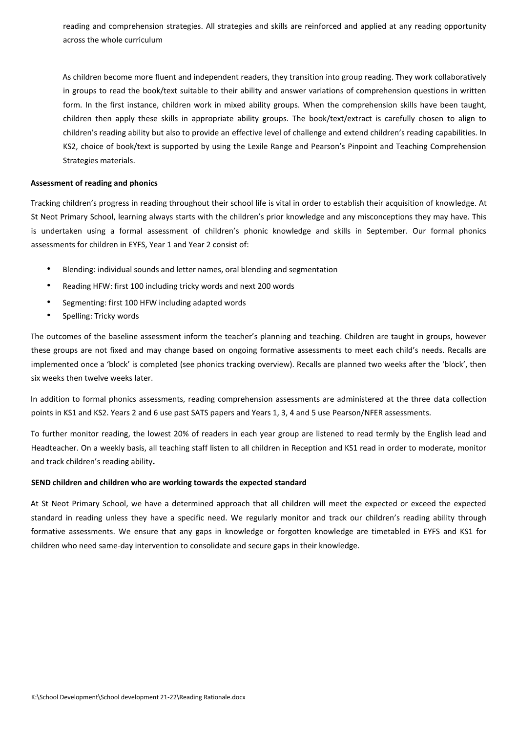reading and comprehension strategies. All strategies and skills are reinforced and applied at any reading opportunity across the whole curriculum

As children become more fluent and independent readers, they transition into group reading. They work collaboratively in groups to read the book/text suitable to their ability and answer variations of comprehension questions in written form. In the first instance, children work in mixed ability groups. When the comprehension skills have been taught, children then apply these skills in appropriate ability groups. The book/text/extract is carefully chosen to align to children's reading ability but also to provide an effective level of challenge and extend children's reading capabilities. In KS2, choice of book/text is supported by using the Lexile Range and Pearson's Pinpoint and Teaching Comprehension Strategies materials.

**Assessment of reading and phonics**

Tracking children's progress in reading throughout their school life is vital in order to establish their acquisition of knowledge. At St Neot Primary School, learning always starts with the children's prior knowledge and any misconceptions they may have. This is undertaken using a formal assessment of children's phonic knowledge and skills in September. Our formal phonics assessments for children in EYFS, Year 1 and Year 2 consist of:

- Blending: individual sounds and letter names, oral blending and segmentation
- Reading HFW: first 100 including tricky words and next 200 words
- Segmenting: first 100 HFW including adapted words
- Spelling: Tricky words

The outcomes of the baseline assessment inform the teacher's planning and teaching. Children are taught in groups, however these groups are not fixed and may change based on ongoing formative assessments to meet each child's needs. Recalls are implemented once a 'block' is completed (see phonics tracking overview). Recalls are planned two weeks after the 'block', then six weeks then twelve weeks later.

In addition to formal phonics assessments, reading comprehension assessments are administered at the three data collection points in KS1 and KS2. Years 2 and 6 use past SATS papers and Years 1, 3, 4 and 5 use Pearson/NFER assessments.

To further monitor reading, the lowest 20% of readers in each year group are listened to read termly by the English lead and Headteacher. On a weekly basis, all teaching staff listen to all children in Reception and KS1 read in order to moderate, monitor and track children's reading ability**.**

**SEND children and children who are working towards the expected standard**

At St Neot Primary School, we have a determined approach that all children will meet the expected or exceed the expected standard in reading unless they have a specific need. We regularly monitor and track our children's reading ability through formative assessments. We ensure that any gaps in knowledge or forgotten knowledge are timetabled in EYFS and KS1 for children who need same-day intervention to consolidate and secure gaps in their knowledge.

K:\School Development\School development 21-22\Reading Rationale.docx